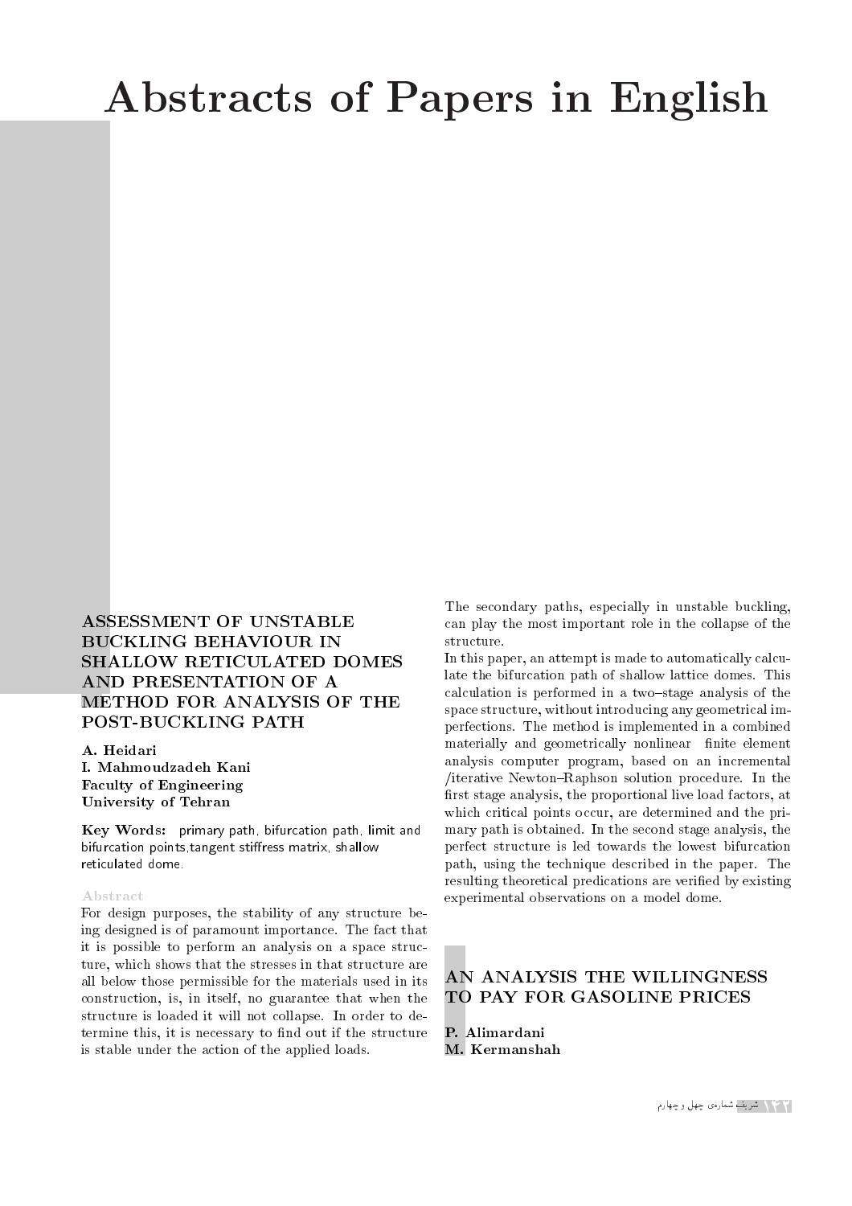# Abstracts of Papers in English

## ASSESSMENT OF UNSTABLE BUCKLING BEHAVIOUR IN SHALLOW RETICULATED DOMES AND PRESENTATION OF A METHOD FOR ANALYSIS OF THE POST-BUCKLING PATH

**A. Heidari**
**I. Mahmoudzadeh Kani**
**Faculty of Engineering**
**University of Tehran**

**Key Words:** primary path, bifurcation path, limit and bifurcation points,tangent stiffress matrix, shallow reticulated dome.

### Abstract

For design purposes, the stability of any structure being designed is of paramount importance. The fact that it is possible to perform an analysis on a space structure, which shows that the stresses in that structure are all below those permissible for the materials used in its construction, is, in itself, no guarantee that when the structure is loaded it will not collapse. In order to determine this, it is necessary to find out if the structure is stable under the action of the applied loads. The secondary paths, especially in unstable buckling, can play the most important role in the collapse of the structure.

In this paper, an attempt is made to automatically calculate the bifurcation path of shallow lattice domes. This calculation is performed in a two–stage analysis of the space structure, without introducing any geometrical imperfections. The method is implemented in a combined materially and geometrically nonlinear finite element analysis computer program, based on an incremental /iterative Newton–Raphson solution procedure. In the first stage analysis, the proportional live load factors, at which critical points occur, are determined and the primary path is obtained. In the second stage analysis, the perfect structure is led towards the lowest bifurcation path, using the technique described in the paper. The resulting theoretical predications are verified by existing experimental observations on a model dome.

## AN ANALYSIS THE WILLINGNESS TO PAY FOR GASOLINE PRICES

**P. Alimardani**
**M. Kermanshah**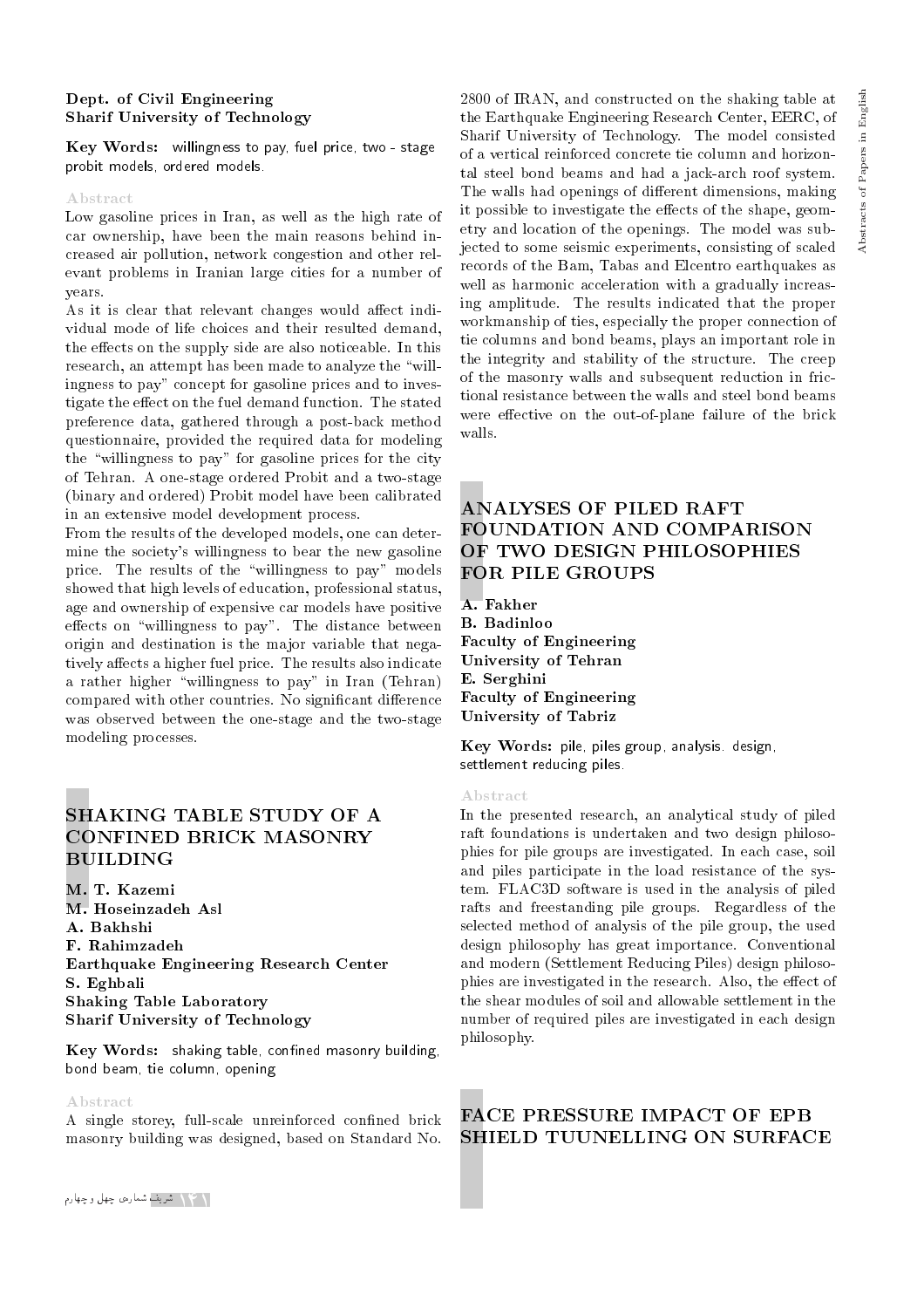Dept. of Civil Engineering
Sharif University of Technology

**Key Words:** willingness to pay, fuel price, two - stage probit models, ordered models.

Abstract

Low gasoline prices in Iran, as well as the high rate of car ownership, have been the main reasons behind increased air pollution, network congestion and other relevant problems in Iranian large cities for a number of years.

As it is clear that relevant changes would affect individual mode of life choices and their resulted demand, the effects on the supply side are also noticeable. In this research, an attempt has been made to analyze the "willingness to pay" concept for gasoline prices and to investigate the effect on the fuel demand function. The stated preference data, gathered through a post-back method questionnaire, provided the required data for modeling the "willingness to pay" for gasoline prices for the city of Tehran. A one-stage ordered Probit and a two-stage (binary and ordered) Probit model have been calibrated in an extensive model development process.

From the results of the developed models, one can determine the society's willingness to bear the new gasoline price. The results of the "willingness to pay" models showed that high levels of education, professional status, age and ownership of expensive car models have positive effects on "willingness to pay". The distance between origin and destination is the major variable that negatively affects a higher fuel price. The results also indicate a rather higher "willingness to pay" in Iran (Tehran) compared with other countries. No significant difference was observed between the one-stage and the two-stage modeling processes.

## SHAKING TABLE STUDY OF A CONFINED BRICK MASONRY BUILDING

**M. T. Kazemi**
**M. Hoseinzadeh Asl**
**A. Bakhshi**
**F. Rahimzadeh**
**Earthquake Engineering Research Center**
**S. Eghbali**
**Shaking Table Laboratory**
**Sharif University of Technology**

**Key Words:** shaking table, confined masonry building, bond beam, tie column, opening

Abstract

A single storey, full-scale unreinforced confined brick masonry building was designed, based on Standard No. 2800 of IRAN, and constructed on the shaking table at the Earthquake Engineering Research Center, EERC, of Sharif University of Technology. The model consisted of a vertical reinforced concrete tie column and horizontal steel bond beams and had a jack-arch roof system. The walls had openings of different dimensions, making it possible to investigate the effects of the shape, geometry and location of the openings. The model was subjected to some seismic experiments, consisting of scaled records of the Bam, Tabas and Elcentro earthquakes as well as harmonic acceleration with a gradually increasing amplitude. The results indicated that the proper workmanship of ties, especially the proper connection of tie columns and bond beams, plays an important role in the integrity and stability of the structure. The creep of the masonry walls and subsequent reduction in frictional resistance between the walls and steel bond beams were effective on the out-of-plane failure of the brick walls.

## ANALYSES OF PILED RAFT FOUNDATION AND COMPARISON OF TWO DESIGN PHILOSOPHIES FOR PILE GROUPS

**A. Fakher**
**B. Badinloo**
**Faculty of Engineering**
**University of Tehran**
**E. Serghini**
**Faculty of Engineering**
**University of Tabriz**

**Key Words:** pile, piles group, analysis. design, settlement reducing piles.

Abstract

In the presented research, an analytical study of piled raft foundations is undertaken and two design philosophies for pile groups are investigated. In each case, soil and piles participate in the load resistance of the system. FLAC3D software is used in the analysis of piled rafts and freestanding pile groups. Regardless of the selected method of analysis of the pile group, the used design philosophy has great importance. Conventional and modern (Settlement Reducing Piles) design philosophies are investigated in the research. Also, the effect of the shear modules of soil and allowable settlement in the number of required piles are investigated in each design philosophy.

## FACE PRESSURE IMPACT OF EPB SHIELD TUUNELLING ON SURFACE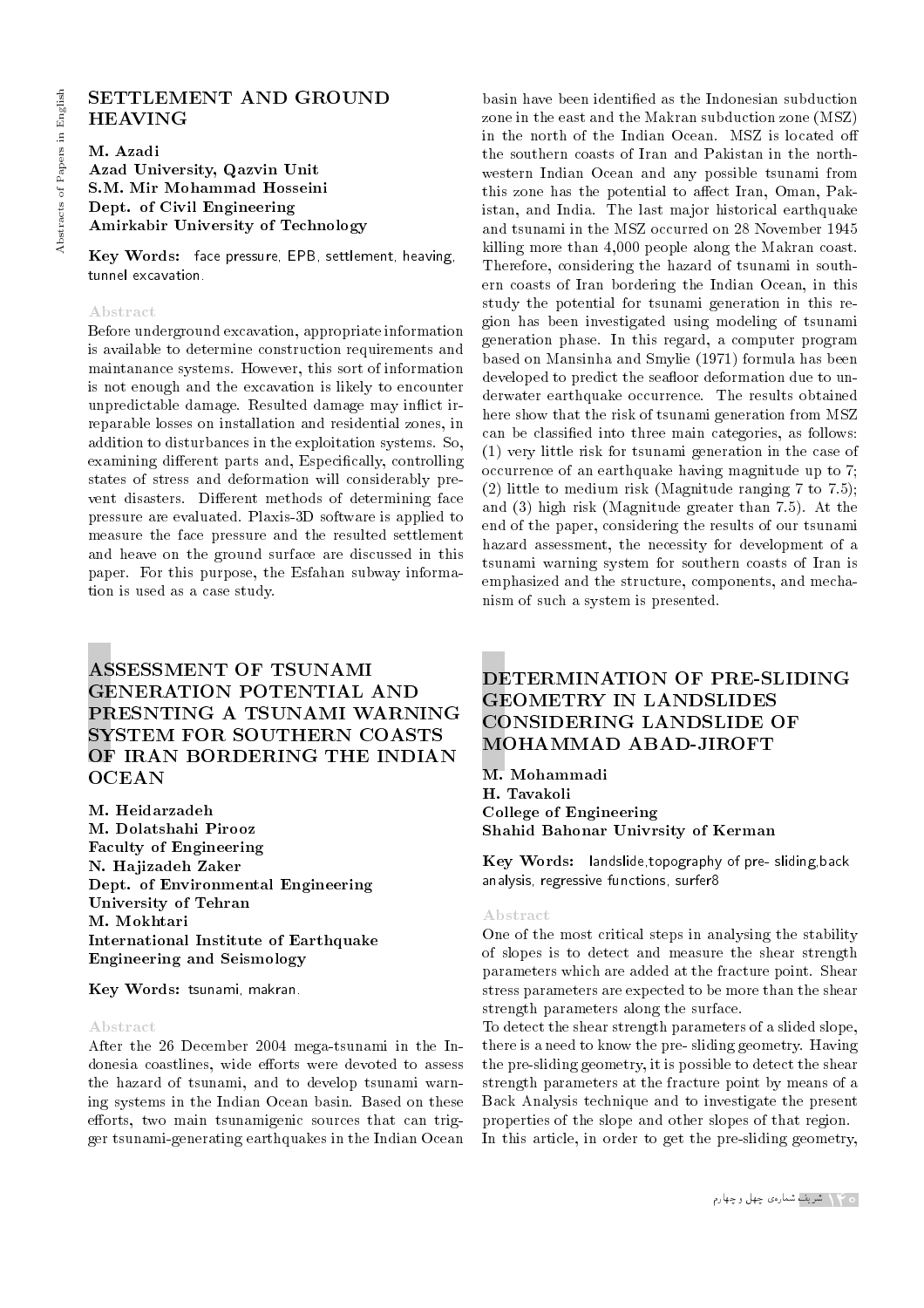## SETTLEMENT AND GROUND HEAVING

**M. Azadi**
**Azad University, Qazvin Unit**
**S.M. Mir Mohammad Hosseini**
**Dept. of Civil Engineering**
**Amirkabir University of Technology**

**Key Words:** face pressure, EPB, settlement, heaving, tunnel excavation.

### Abstract

Before underground excavation, appropriate information is available to determine construction requirements and maintanance systems. However, this sort of information is not enough and the excavation is likely to encounter unpredictable damage. Resulted damage may inflict irreparable losses on installation and residential zones, in addition to disturbances in the exploitation systems. So, examining different parts and, Especifically, controlling states of stress and deformation will considerably prevent disasters. Different methods of determining face pressure are evaluated. Plaxis-3D software is applied to measure the face pressure and the resulted settlement and heave on the ground surface are discussed in this paper. For this purpose, the Esfahan subway information is used as a case study.

## ASSESSMENT OF TSUNAMI GENERATION POTENTIAL AND PRESNTING A TSUNAMI WARNING SYSTEM FOR SOUTHERN COASTS OF IRAN BORDERING THE INDIAN OCEAN

**M. Heidarzadeh**
**M. Dolatshahi Pirooz**
**Faculty of Engineering**
**N. Hajizadeh Zaker**
**Dept. of Environmental Engineering**
**University of Tehran**
**M. Mokhtari**
**International Institute of Earthquake Engineering and Seismology**

**Key Words:** tsunami, makran.

### Abstract

After the 26 December 2004 mega-tsunami in the Indonesia coastlines, wide efforts were devoted to assess the hazard of tsunami, and to develop tsunami warning systems in the Indian Ocean basin. Based on these efforts, two main tsunamigenic sources that can trigger tsunami-generating earthquakes in the Indian Ocean basin have been identified as the Indonesian subduction zone in the east and the Makran subduction zone (MSZ) in the north of the Indian Ocean. MSZ is located off the southern coasts of Iran and Pakistan in the northwestern Indian Ocean and any possible tsunami from this zone has the potential to affect Iran, Oman, Pakistan, and India. The last major historical earthquake and tsunami in the MSZ occurred on 28 November 1945 killing more than 4,000 people along the Makran coast. Therefore, considering the hazard of tsunami in southern coasts of Iran bordering the Indian Ocean, in this study the potential for tsunami generation in this region has been investigated using modeling of tsunami generation phase. In this regard, a computer program based on Mansinha and Smylie (1971) formula has been developed to predict the seafloor deformation due to underwater earthquake occurrence. The results obtained here show that the risk of tsunami generation from MSZ can be classified into three main categories, as follows: (1) very little risk for tsunami generation in the case of occurrence of an earthquake having magnitude up to 7; (2) little to medium risk (Magnitude ranging 7 to 7.5); and (3) high risk (Magnitude greater than 7.5). At the end of the paper, considering the results of our tsunami hazard assessment, the necessity for development of a tsunami warning system for southern coasts of Iran is emphasized and the structure, components, and mechanism of such a system is presented.

## DETERMINATION OF PRE-SLIDING GEOMETRY IN LANDSLIDES CONSIDERING LANDSLIDE OF MOHAMMAD ABAD-JIROFT

**M. Mohammadi**
**H. Tavakoli**
**College of Engineering**
**Shahid Bahonar Univrsity of Kerman**

**Key Words:** landslide,topography of pre- sliding,back analysis, regressive functions, surfer8

### Abstract

One of the most critical steps in analysing the stability of slopes is to detect and measure the shear strength parameters which are added at the fracture point. Shear stress parameters are expected to be more than the shear strength parameters along the surface.

To detect the shear strength parameters of a slided slope, there is a need to know the pre- sliding geometry. Having the pre-sliding geometry, it is possible to detect the shear strength parameters at the fracture point by means of a Back Analysis technique and to investigate the present properties of the slope and other slopes of that region.

In this article, in order to get the pre-sliding geometry,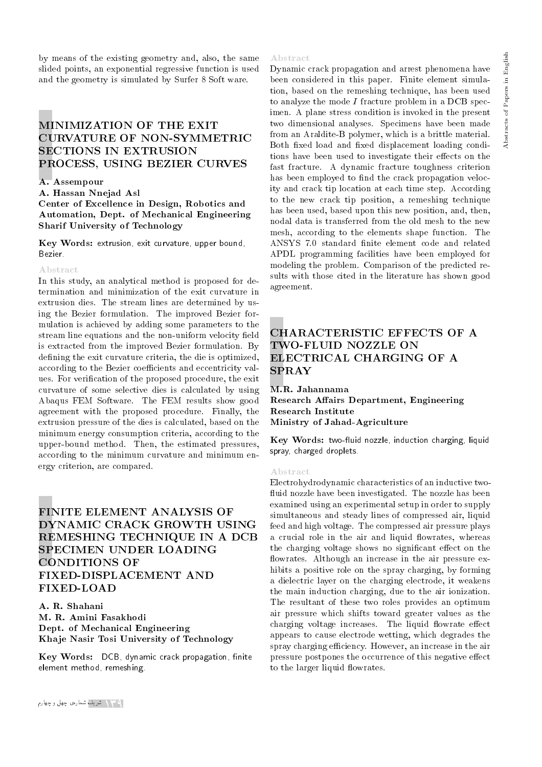by means of the existing geometry and, also, the same slided points, an exponential regressive function is used and the geometry is simulated by Surfer 8 Soft ware.

## MINIMIZATION OF THE EXIT CURVATURE OF NON-SYMMETRIC SECTIONS IN EXTRUSION PROCESS, USING BEZIER CURVES

**A. Assempour**
**A. Hassan Nnejad Asl**
**Center of Excellence in Design, Robotics and Automation, Dept. of Mechanical Engineering**
**Sharif University of Technology**

**Key Words:** extrusion, exit curvature, upper bound, Bezier.

Abstract

In this study, an analytical method is proposed for determination and minimization of the exit curvature in extrusion dies. The stream lines are determined by using the Bezier formulation. The improved Bezier formulation is achieved by adding some parameters to the stream line equations and the non-uniform velocity field is extracted from the improved Bezier formulation. By defining the exit curvature criteria, the die is optimized, according to the Bezier coefficients and eccentricity values. For verification of the proposed procedure, the exit curvature of some selective dies is calculated by using Abaqus FEM Software. The FEM results show good agreement with the proposed procedure. Finally, the extrusion pressure of the dies is calculated, based on the minimum energy consumption criteria, according to the upper-bound method. Then, the estimated pressures, according to the minimum curvature and minimum energy criterion, are compared.

## FINITE ELEMENT ANALYSIS OF DYNAMIC CRACK GROWTH USING REMESHING TECHNIQUE IN A DCB SPECIMEN UNDER LOADING CONDITIONS OF FIXED-DISPLACEMENT AND FIXED-LOAD

**A. R. Shahani**
**M. R. Amini Fasakhodi**
**Dept. of Mechanical Engineering**
**Khaje Nasir Tosi University of Technology**

**Key Words:** DCB, dynamic crack propagation, finite element method, remeshing.

Abstract

Dynamic crack propagation and arrest phenomena have been considered in this paper. Finite element simulation, based on the remeshing technique, has been used to analyze the mode *I* fracture problem in a DCB specimen. A plane stress condition is invoked in the present two dimensional analyses. Specimens have been made from an Araldite-B polymer, which is a brittle material. Both fixed load and fixed displacement loading conditions have been used to investigate their effects on the fast fracture. A dynamic fracture toughness criterion has been employed to find the crack propagation velocity and crack tip location at each time step. According to the new crack tip position, a remeshing technique has been used, based upon this new position, and, then, nodal data is transferred from the old mesh to the new mesh, according to the elements shape function. The ANSYS 7.0 standard finite element code and related APDL programming facilities have been employed for modeling the problem. Comparison of the predicted results with those cited in the literature has shown good agreement.

## CHARACTERISTIC EFFECTS OF A TWO-FLUID NOZZLE ON ELECTRICAL CHARGING OF A SPRAY

**M.R. Jahannama**
**Research Affairs Department, Engineering Research Institute**
**Ministry of Jahad-Agriculture**

**Key Words:** two-fluid nozzle, induction charging, liquid spray, charged droplets.

Abstract

Electrohydrodynamic characteristics of an inductive two-fluid nozzle have been investigated. The nozzle has been examined using an experimental setup in order to supply simultaneous and steady lines of compressed air, liquid feed and high voltage. The compressed air pressure plays a crucial role in the air and liquid flowrates, whereas the charging voltage shows no significant effect on the flowrates. Although an increase in the air pressure exhibits a positive role on the spray charging, by forming a dielectric layer on the charging electrode, it weakens the main induction charging, due to the air ionization. The resultant of these two roles provides an optimum air pressure which shifts toward greater values as the charging voltage increases. The liquid flowrate effect appears to cause electrode wetting, which degrades the spray charging efficiency. However, an increase in the air pressure postpones the occurrence of this negative effect to the larger liquid flowrates.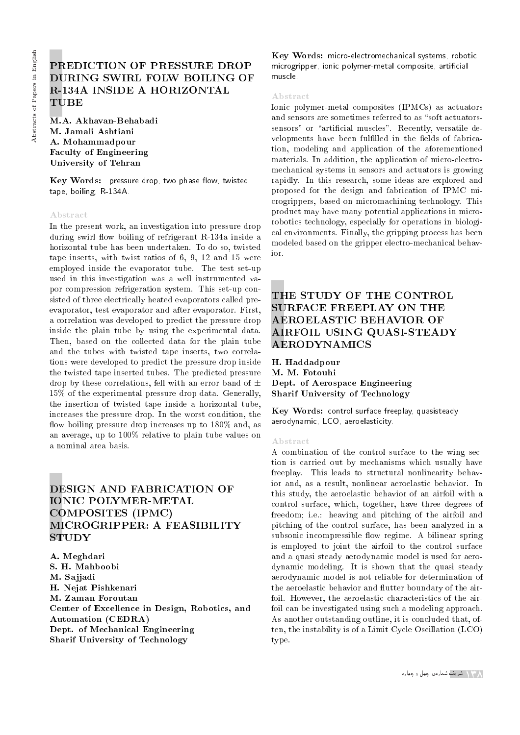# PREDICTION OF PRESSURE DROP DURING SWIRL FOLW BOILING OF R-134A INSIDE A HORIZONTAL TUBE

**M.A. Akhavan-Behabadi**
**M. Jamali Ashtiani**
**A. Mohammadpour**
**Faculty of Engineering**
**University of Tehran**

**Key Words:** pressure drop, two phase flow, twisted tape, boiling, R-134A.

### Abstract

In the present work, an investigation into pressure drop during swirl flow boiling of refrigerant R-134a inside a horizontal tube has been undertaken. To do so, twisted tape inserts, with twist ratios of 6, 9, 12 and 15 were employed inside the evaporator tube. The test set-up used in this investigation was a well instrumented vapor compression refrigeration system. This set-up consisted of three electrically heated evaporators called pre-evaporator, test evaporator and after evaporator. First, a correlation was developed to predict the pressure drop inside the plain tube by using the experimental data. Then, based on the collected data for the plain tube and the tubes with twisted tape inserts, two correlations were developed to predict the pressure drop inside the twisted tape inserted tubes. The predicted pressure drop by these correlations, fell with an error band of $\pm$ 15% of the experimental pressure drop data. Generally, the insertion of twisted tape inside a horizontal tube, increases the pressure drop. In the worst condition, the flow boiling pressure drop increases up to 180% and, as an average, up to 100% relative to plain tube values on a nominal area basis.

# DESIGN AND FABRICATION OF IONIC POLYMER-METAL COMPOSITES (IPMC) MICROGRIPPER: A FEASIBILITY STUDY

**A. Meghdari**
**S. H. Mahboobi**
**M. Sajjadi**
**H. Nejat Pishkenari**
**M. Zaman Foroutan**
**Center of Excellence in Design, Robotics, and Automation (CEDRA)**
**Dept. of Mechanical Engineering**
**Sharif University of Technology**

**Key Words:** micro-electromechanical systems, robotic microgripper, ionic polymer-metal composite, artificial muscle.

### Abstract

Ionic polymer-metal composites (IPMCs) as actuators and sensors are sometimes referred to as "soft actuators-sensors" or "artificial muscles". Recently, versatile developments have been fulfilled in the fields of fabrication, modeling and application of the aforementioned materials. In addition, the application of micro-electromechanical systems in sensors and actuators is growing rapidly. In this research, some ideas are explored and proposed for the design and fabrication of IPMC microgrippers, based on micromachining technology. This product may have many potential applications in micro-robotics technology, especially for operations in biological environments. Finally, the gripping process has been modeled based on the gripper electro-mechanical behavior.

# THE STUDY OF THE CONTROL SURFACE FREEPLAY ON THE AEROELASTIC BEHAVIOR OF AIRFOIL USING QUASI-STEADY AERODYNAMICS

**H. Haddadpour**
**M. M. Fotouhi**
**Dept. of Aerospace Engineering**
**Sharif University of Technology**

**Key Words:** control surface freeplay, quasisteady aerodynamic, LCO, aeroelasticity.

### Abstract

A combination of the control surface to the wing section is carried out by mechanisms which usually have freeplay. This leads to structural nonlinearity behavior and, as a result, nonlinear aeroelastic behavior. In this study, the aeroelastic behavior of an airfoil with a control surface, which, together, have three degrees of freedom; i.e.: heaving and pitching of the airfoil and pitching of the control surface, has been analyzed in a subsonic incompressible flow regime. A bilinear spring is employed to joint the airfoil to the control surface and a quasi steady aerodynamic model is used for aerodynamic modeling. It is shown that the quasi steady aerodynamic model is not reliable for determination of the aeroelastic behavior and flutter boundary of the airfoil. However, the aeroelastic characteristics of the airfoil can be investigated using such a modeling approach. As another outstanding outline, it is concluded that, often, the instability is of a Limit Cycle Oscillation (LCO) type.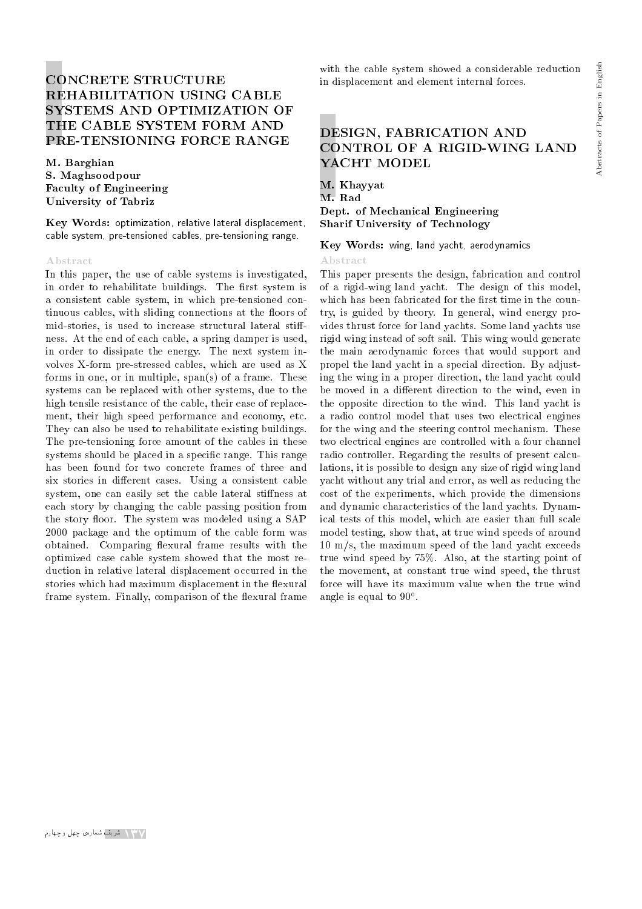## CONCRETE STRUCTURE REHABILITATION USING CABLE SYSTEMS AND OPTIMIZATION OF THE CABLE SYSTEM FORM AND PRE-TENSIONING FORCE RANGE

**M. Barghian**
**S. Maghsoodpour**
**Faculty of Engineering**
**University of Tabriz**

**Key Words:** optimization, relative lateral displacement, cable system, pre-tensioned cables, pre-tensioning range.

### Abstract

In this paper, the use of cable systems is investigated, in order to rehabilitate buildings. The first system is a consistent cable system, in which pre-tensioned continuous cables, with sliding connections at the floors of mid-stories, is used to increase structural lateral stiffness. At the end of each cable, a spring damper is used, in order to dissipate the energy. The next system involves X-form pre-stressed cables, which are used as X forms in one, or in multiple, span(s) of a frame. These systems can be replaced with other systems, due to the high tensile resistance of the cable, their ease of replacement, their high speed performance and economy, etc. They can also be used to rehabilitate existing buildings. The pre-tensioning force amount of the cables in these systems should be placed in a specific range. This range has been found for two concrete frames of three and six stories in different cases. Using a consistent cable system, one can easily set the cable lateral stiffness at each story by changing the cable passing position from the story floor. The system was modeled using a SAP 2000 package and the optimum of the cable form was obtained. Comparing flexural frame results with the optimized case cable system showed that the most reduction in relative lateral displacement occurred in the stories which had maximum displacement in the flexural frame system. Finally, comparison of the flexural frame with the cable system showed a considerable reduction in displacement and element internal forces.

## DESIGN, FABRICATION AND CONTROL OF A RIGID-WING LAND YACHT MODEL

**M. Khayyat**
**M. Rad**
**Dept. of Mechanical Engineering**
**Sharif University of Technology**

**Key Words:** wing, land yacht, aerodynamics

### Abstract

This paper presents the design, fabrication and control of a rigid-wing land yacht. The design of this model, which has been fabricated for the first time in the country, is guided by theory. In general, wind energy provides thrust force for land yachts. Some land yachts use rigid wing instead of soft sail. This wing would generate the main aerodynamic forces that would support and propel the land yacht in a special direction. By adjusting the wing in a proper direction, the land yacht could be moved in a different direction to the wind, even in the opposite direction to the wind. This land yacht is a radio control model that uses two electrical engines for the wing and the steering control mechanism. These two electrical engines are controlled with a four channel radio controller. Regarding the results of present calculations, it is possible to design any size of rigid wing land yacht without any trial and error, as well as reducing the cost of the experiments, which provide the dimensions and dynamic characteristics of the land yachts. Dynamical tests of this model, which are easier than full scale model testing, show that, at true wind speeds of around 10 m/s, the maximum speed of the land yacht exceeds true wind speed by 75%. Also, at the starting point of the movement, at constant true wind speed, the thrust force will have its maximum value when the true wind angle is equal to 90°.